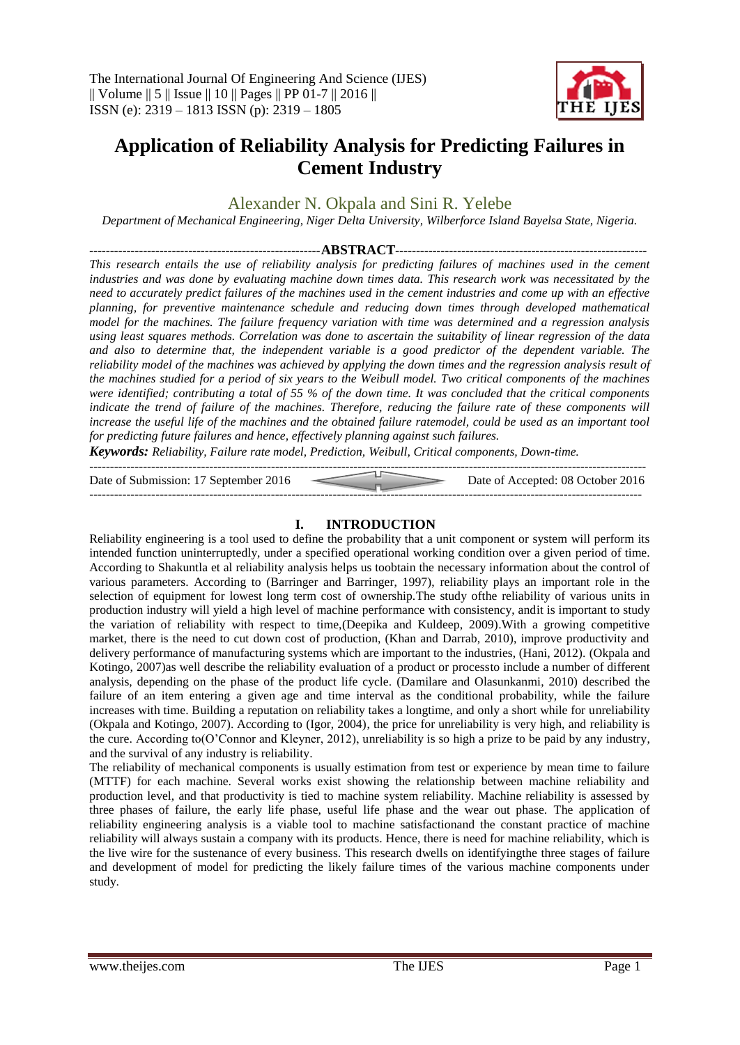# Application of Reliability Analysis for Predicting Failures in Cement Industry

Alexander N. Okpala and Sini R. Yelebe

*Department of Mechanical Engineering, Niger Delta University, Wilberforce Island Bayelsa State, Nigeria.*

**ABSTRACT**

*This research entails the use of reliability analysis for predicting failures of machines used in the cement industries and was done by evaluating machine down times data. This research work was necessitated by the need to accurately predict failures of the machines used in the cement industries and come up with an effective planning, for preventive maintenance schedule and reducing down times through developed mathematical model for the machines. The failure frequency variation with time was determined and a regression analysis using least squares methods. Correlation was done to ascertain the suitability of linear regression of the data and also to determine that, the independent variable is a good predictor of the dependent variable. The reliability model of the machines was achieved by applying the down times and the regression analysis result of the machines studied for a period of six years to the Weibull model. Two critical components of the machines were identified; contributing a total of 55 % of the down time. It was concluded that the critical components indicate the trend of failure of the machines. Therefore, reducing the failure rate of these components will increase the useful life of the machines and the obtained failure ratemodel, could be used as an important tool for predicting future failures and hence, effectively planning against such failures.*

***Keywords:*** *Reliability, Failure rate model, Prediction, Weibull, Critical components, Down-time.*

Date of Submission: 17 September 2016 — Date of Accepted: 08 October 2016

## I. INTRODUCTION

Reliability engineering is a tool used to define the probability that a unit component or system will perform its intended function uninterruptedly, under a specified operational working condition over a given period of time. According to Shakuntla et al reliability analysis helps us toobtain the necessary information about the control of various parameters. According to (Barringer and Barringer, 1997), reliability plays an important role in the selection of equipment for lowest long term cost of ownership.The study ofthe reliability of various units in production industry will yield a high level of machine performance with consistency, andit is important to study the variation of reliability with respect to time,(Deepika and Kuldeep, 2009).With a growing competitive market, there is the need to cut down cost of production, (Khan and Darrab, 2010), improve productivity and delivery performance of manufacturing systems which are important to the industries, (Hani, 2012). (Okpala and Kotingo, 2007)as well describe the reliability evaluation of a product or processto include a number of different analysis, depending on the phase of the product life cycle. (Damilare and Olasunkanmi, 2010) described the failure of an item entering a given age and time interval as the conditional probability, while the failure increases with time. Building a reputation on reliability takes a longtime, and only a short while for unreliability (Okpala and Kotingo, 2007). According to (Igor, 2004), the price for unreliability is very high, and reliability is the cure. According to(O'Connor and Kleyner, 2012), unreliability is so high a prize to be paid by any industry, and the survival of any industry is reliability.

The reliability of mechanical components is usually estimation from test or experience by mean time to failure (MTTF) for each machine. Several works exist showing the relationship between machine reliability and production level, and that productivity is tied to machine system reliability. Machine reliability is assessed by three phases of failure, the early life phase, useful life phase and the wear out phase. The application of reliability engineering analysis is a viable tool to machine satisfactionand the constant practice of machine reliability will always sustain a company with its products. Hence, there is need for machine reliability, which is the live wire for the sustenance of every business. This research dwells on identifyingthe three stages of failure and development of model for predicting the likely failure times of the various machine components under study.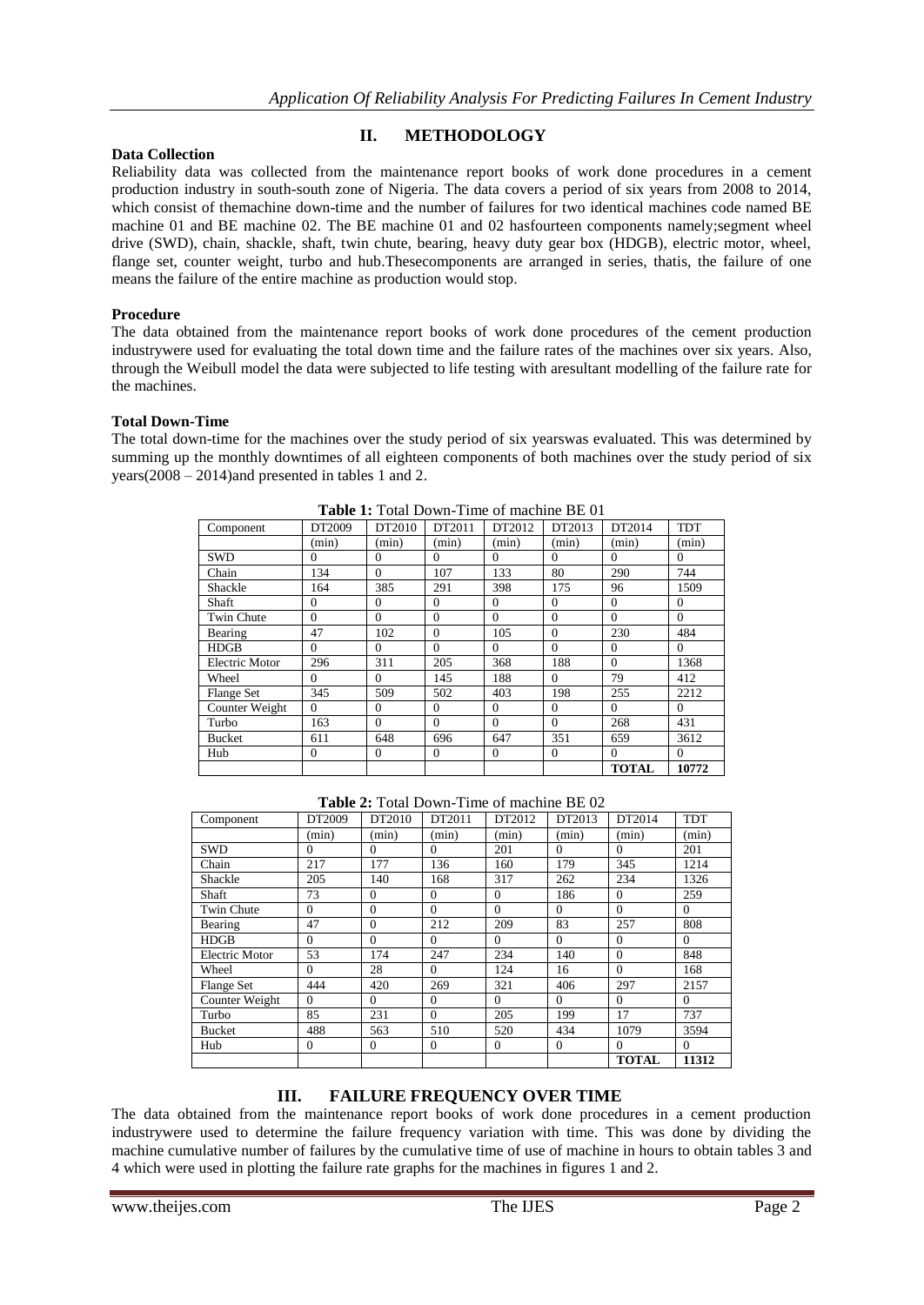## II. METHODOLOGY

### Data Collection

Reliability data was collected from the maintenance report books of work done procedures in a cement production industry in south-south zone of Nigeria. The data covers a period of six years from 2008 to 2014, which consist of themachine down-time and the number of failures for two identical machines code named BE machine 01 and BE machine 02. The BE machine 01 and 02 hasfourteen components namely;segment wheel drive (SWD), chain, shackle, shaft, twin chute, bearing, heavy duty gear box (HDGB), electric motor, wheel, flange set, counter weight, turbo and hub.Thesecomponents are arranged in series, thatis, the failure of one means the failure of the entire machine as production would stop.

### Procedure

The data obtained from the maintenance report books of work done procedures of the cement production industrywere used for evaluating the total down time and the failure rates of the machines over six years. Also, through the Weibull model the data were subjected to life testing with aresultant modelling of the failure rate for the machines.

### Total Down-Time

The total down-time for the machines over the study period of six yearswas evaluated. This was determined by summing up the monthly downtimes of all eighteen components of both machines over the study period of six years(2008 – 2014)and presented in tables 1 and 2.

**Table 1:** Total Down-Time of machine BE 01

| Component | DT2009 | DT2010 | DT2011 | DT2012 | DT2013 | DT2014 | TDT |
|---|---|---|---|---|---|---|---|
| | (min) | (min) | (min) | (min) | (min) | (min) | (min) |
| SWD | 0 | 0 | 0 | 0 | 0 | 0 | 0 |
| Chain | 134 | 0 | 107 | 133 | 80 | 290 | 744 |
| Shackle | 164 | 385 | 291 | 398 | 175 | 96 | 1509 |
| Shaft | 0 | 0 | 0 | 0 | 0 | 0 | 0 |
| Twin Chute | 0 | 0 | 0 | 0 | 0 | 0 | 0 |
| Bearing | 47 | 102 | 0 | 105 | 0 | 230 | 484 |
| HDGB | 0 | 0 | 0 | 0 | 0 | 0 | 0 |
| Electric Motor | 296 | 311 | 205 | 368 | 188 | 0 | 1368 |
| Wheel | 0 | 0 | 145 | 188 | 0 | 79 | 412 |
| Flange Set | 345 | 509 | 502 | 403 | 198 | 255 | 2212 |
| Counter Weight | 0 | 0 | 0 | 0 | 0 | 0 | 0 |
| Turbo | 163 | 0 | 0 | 0 | 0 | 268 | 431 |
| Bucket | 611 | 648 | 696 | 647 | 351 | 659 | 3612 |
| Hub | 0 | 0 | 0 | 0 | 0 | 0 | 0 |
| | | | | | | **TOTAL** | **10772** |

**Table 2:** Total Down-Time of machine BE 02

| Component | DT2009 | DT2010 | DT2011 | DT2012 | DT2013 | DT2014 | TDT |
|---|---|---|---|---|---|---|---|
| | (min) | (min) | (min) | (min) | (min) | (min) | (min) |
| SWD | 0 | 0 | 0 | 201 | 0 | 0 | 201 |
| Chain | 217 | 177 | 136 | 160 | 179 | 345 | 1214 |
| Shackle | 205 | 140 | 168 | 317 | 262 | 234 | 1326 |
| Shaft | 73 | 0 | 0 | 0 | 186 | 0 | 259 |
| Twin Chute | 0 | 0 | 0 | 0 | 0 | 0 | 0 |
| Bearing | 47 | 0 | 212 | 209 | 83 | 257 | 808 |
| HDGB | 0 | 0 | 0 | 0 | 0 | 0 | 0 |
| Electric Motor | 53 | 174 | 247 | 234 | 140 | 0 | 848 |
| Wheel | 0 | 28 | 0 | 124 | 16 | 0 | 168 |
| Flange Set | 444 | 420 | 269 | 321 | 406 | 297 | 2157 |
| Counter Weight | 0 | 0 | 0 | 0 | 0 | 0 | 0 |
| Turbo | 85 | 231 | 0 | 205 | 199 | 17 | 737 |
| Bucket | 488 | 563 | 510 | 520 | 434 | 1079 | 3594 |
| Hub | 0 | 0 | 0 | 0 | 0 | 0 | 0 |
| | | | | | | **TOTAL** | **11312** |

## III. FAILURE FREQUENCY OVER TIME

The data obtained from the maintenance report books of work done procedures in a cement production industrywere used to determine the failure frequency variation with time. This was done by dividing the machine cumulative number of failures by the cumulative time of use of machine in hours to obtain tables 3 and 4 which were used in plotting the failure rate graphs for the machines in figures 1 and 2.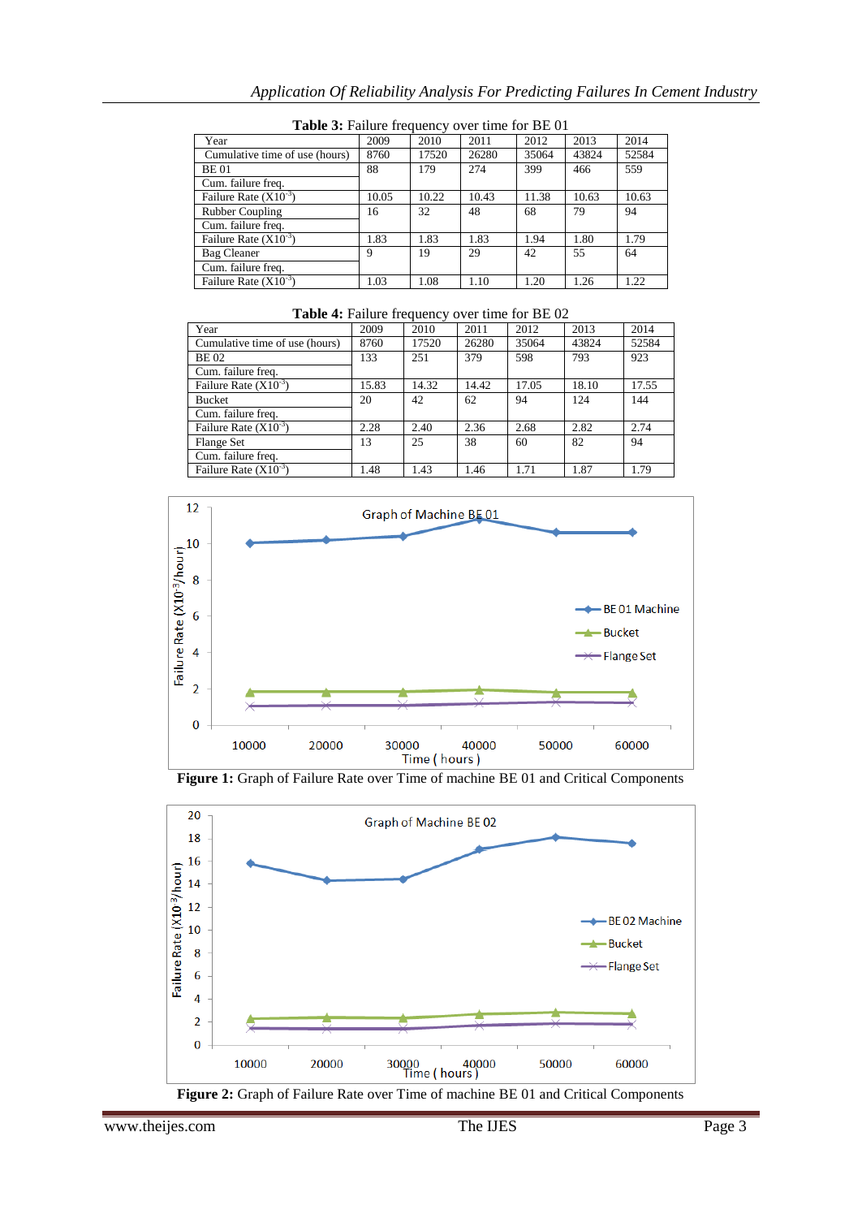**Table 3:** Failure frequency over time for BE 01

| Year | 2009 | 2010 | 2011 | 2012 | 2013 | 2014 |
|---|---|---|---|---|---|---|
| Cumulative time of use (hours) | 8760 | 17520 | 26280 | 35064 | 43824 | 52584 |
| BE 01 | | | | | | |
| Cum. failure freq. | 88 | 179 | 274 | 399 | 466 | 559 |
| Failure Rate ($X10^{-3}$) | 10.05 | 10.22 | 10.43 | 11.38 | 10.63 | 10.63 |
| Rubber Coupling | | | | | | |
| Cum. failure freq. | 16 | 32 | 48 | 68 | 79 | 94 |
| Failure Rate ($X10^{-3}$) | 1.83 | 1.83 | 1.83 | 1.94 | 1.80 | 1.79 |
| Bag Cleaner | | | | | | |
| Cum. failure freq. | 9 | 19 | 29 | 42 | 55 | 64 |
| Failure Rate ($X10^{-3}$) | 1.03 | 1.08 | 1.10 | 1.20 | 1.26 | 1.22 |

**Table 4:** Failure frequency over time for BE 02

| Year | 2009 | 2010 | 2011 | 2012 | 2013 | 2014 |
|---|---|---|---|---|---|---|
| Cumulative time of use (hours) | 8760 | 17520 | 26280 | 35064 | 43824 | 52584 |
| BE 02 | | | | | | |
| Cum. failure freq. | 133 | 251 | 379 | 598 | 793 | 923 |
| Failure Rate ($X10^{-3}$) | 15.83 | 14.32 | 14.42 | 17.05 | 18.10 | 17.55 |
| Bucket | | | | | | |
| Cum. failure freq. | 20 | 42 | 62 | 94 | 124 | 144 |
| Failure Rate ($X10^{-3}$) | 2.28 | 2.40 | 2.36 | 2.68 | 2.82 | 2.74 |
| Flange Set | | | | | | |
| Cum. failure freq. | 13 | 25 | 38 | 60 | 82 | 94 |
| Failure Rate ($X10^{-3}$) | 1.48 | 1.43 | 1.46 | 1.71 | 1.87 | 1.79 |

Graph of Machine BE 01

Failure Rate ($X10^{-3}$/hour)

0
2
4
6
8
10
12

10000
20000
30000
40000
50000
60000

Time ( hours )

BE 01 Machine
Bucket
Flange Set

**Figure 1:** Graph of Failure Rate over Time of machine BE 01 and Critical Components

Graph of Machine BE 02

Failure Rate ($X10^{-3}$/hour)

0
2
4
6
8
10
12
14
16
18
20

10000
20000
30000
40000
50000
60000

Time ( hours )

BE 02 Machine
Bucket
Flange Set

**Figure 2:** Graph of Failure Rate over Time of machine BE 01 and Critical Components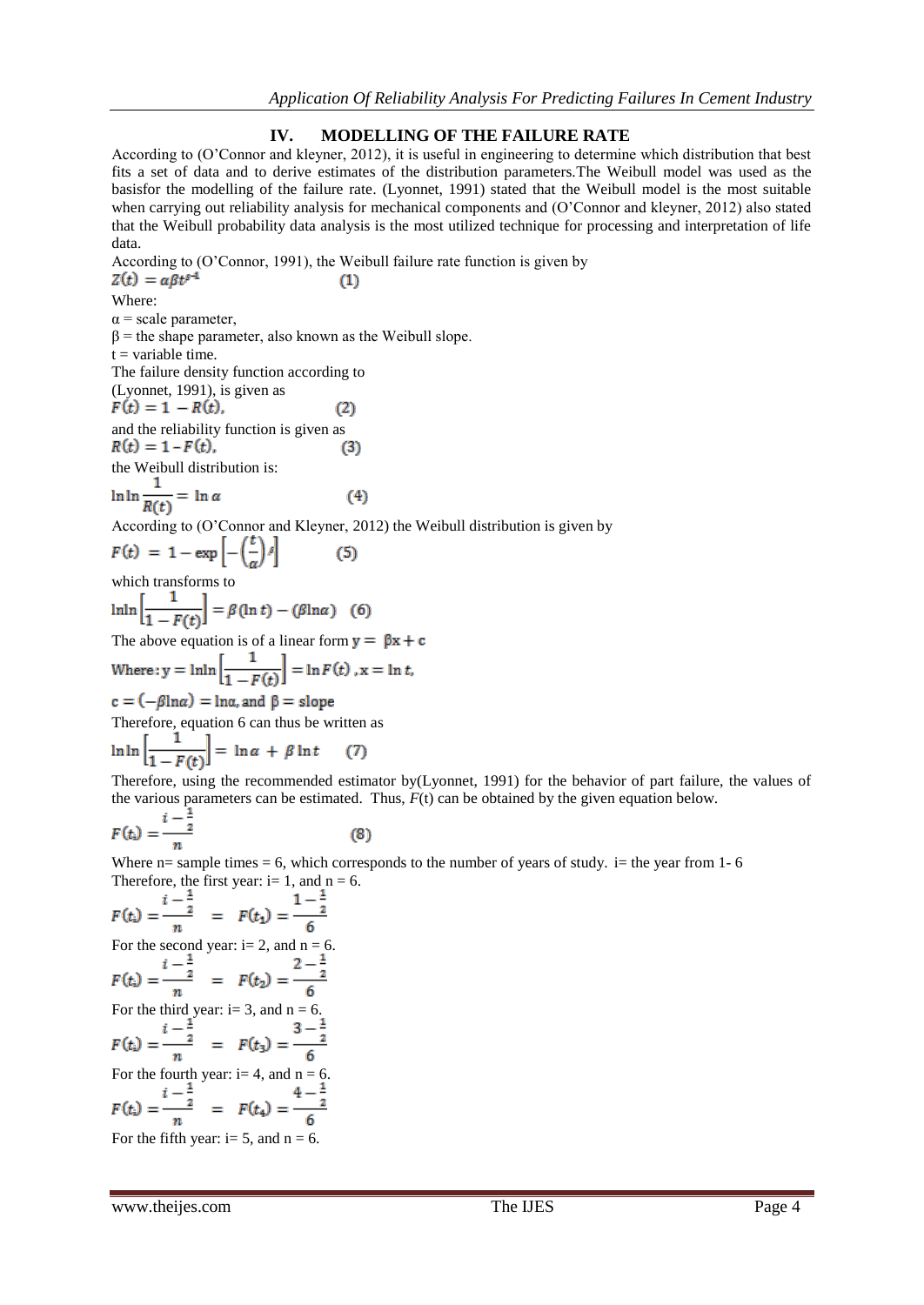## IV. MODELLING OF THE FAILURE RATE

According to (O'Connor and kleyner, 2012), it is useful in engineering to determine which distribution that best fits a set of data and to derive estimates of the distribution parameters.The Weibull model was used as the basisfor the modelling of the failure rate. (Lyonnet, 1991) stated that the Weibull model is the most suitable when carrying out reliability analysis for mechanical components and (O'Connor and kleyner, 2012) also stated that the Weibull probability data analysis is the most utilized technique for processing and interpretation of life data.

According to (O'Connor, 1991), the Weibull failure rate function is given by

$$Z(t) = \alpha\beta t^{\beta-1} \quad (1)$$

Where:

$\alpha$ = scale parameter,

$\beta$ = the shape parameter, also known as the Weibull slope.

t = variable time.

The failure density function according to (Lyonnet, 1991), is given as

$$F(t) = 1 - R(t), \quad (2)$$

and the reliability function is given as

$$R(t) = 1 - F(t), \quad (3)$$

the Weibull distribution is:

$$\ln\ln\frac{1}{R(t)} = \ln\alpha \quad (4)$$

According to (O'Connor and Kleyner, 2012) the Weibull distribution is given by

$$F(t) = 1 - \exp\left[-\left(\frac{t}{\alpha}\right)^{\beta}\right] \quad (5)$$

which transforms to

$$\ln\ln\left[\frac{1}{1-F(t)}\right] = \beta(\ln t) - (\beta\ln\alpha) \quad (6)$$

The above equation is of a linear form $y = \beta x + c$

Where: $y = \ln\ln\left[\frac{1}{1-F(t)}\right] = \ln F(t)$, $x = \ln t$,

$c = (-\beta\ln\alpha) = \ln\alpha$, and $\beta$ = slope

Therefore, equation 6 can thus be written as

$$\ln\ln\left[\frac{1}{1-F(t)}\right] = \ln\alpha + \beta\ln t \quad (7)$$

Therefore, using the recommended estimator by(Lyonnet, 1991) for the behavior of part failure, the values of the various parameters can be estimated. Thus, *F*(t) can be obtained by the given equation below.

$$F(t_i) = \frac{i - \frac{1}{2}}{n} \quad (8)$$

Where n= sample times = 6, which corresponds to the number of years of study. i= the year from 1- 6

Therefore, the first year: i= 1, and n = 6.

$$F(t_i) = \frac{i - \frac{1}{2}}{n} = F(t_1) = \frac{1 - \frac{1}{2}}{6}$$

For the second year: i= 2, and n = 6.

$$F(t_i) = \frac{i - \frac{1}{2}}{n} = F(t_2) = \frac{2 - \frac{1}{2}}{6}$$

For the third year: i= 3, and n = 6.

$$F(t_i) = \frac{i - \frac{1}{2}}{n} = F(t_3) = \frac{3 - \frac{1}{2}}{6}$$

For the fourth year: i= 4, and n = 6.

$$F(t_i) = \frac{i - \frac{1}{2}}{n} = F(t_4) = \frac{4 - \frac{1}{2}}{6}$$

For the fifth year: i= 5, and n = 6.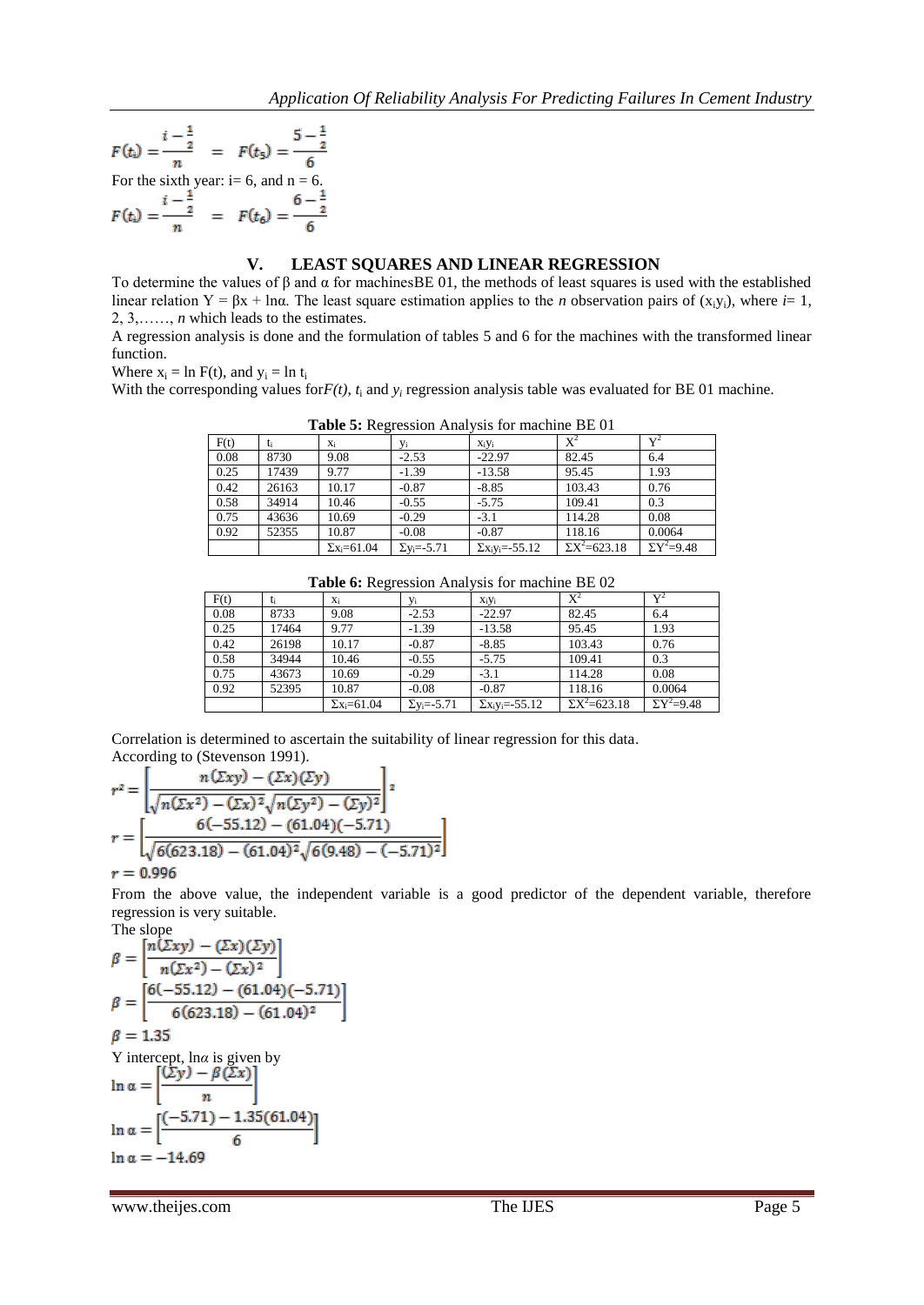$$F(t_i) = \frac{i - \frac{1}{2}}{n} \quad = \quad F(t_5) = \frac{5 - \frac{1}{2}}{6}$$

For the sixth year: i= 6, and n = 6.

$$F(t_i) = \frac{i - \frac{1}{2}}{n} \quad = \quad F(t_6) = \frac{6 - \frac{1}{2}}{6}$$

## V. LEAST SQUARES AND LINEAR REGRESSION

To determine the values of β and α for machinesBE 01, the methods of least squares is used with the established linear relation $Y = \beta x + \ln\alpha$. The least square estimation applies to the *n* observation pairs of $(x_i y_i)$, where $i$= 1, 2, 3,……, *n* which leads to the estimates.

A regression analysis is done and the formulation of tables 5 and 6 for the machines with the transformed linear function.

Where $x_i = \ln F(t)$, and $y_i = \ln t_i$

With the corresponding values for$F(t)$, $t_i$ and $y_i$ regression analysis table was evaluated for BE 01 machine.

**Table 5:** Regression Analysis for machine BE 01

| F(t) | $t_i$ | $x_i$ | $y_i$ | $x_i y_i$ | $X^2$ | $Y^2$ |
|---|---|---|---|---|---|---|
| 0.08 | 8730 | 9.08 | -2.53 | -22.97 | 82.45 | 6.4 |
| 0.25 | 17439 | 9.77 | -1.39 | -13.58 | 95.45 | 1.93 |
| 0.42 | 26163 | 10.17 | -0.87 | -8.85 | 103.43 | 0.76 |
| 0.58 | 34914 | 10.46 | -0.55 | -5.75 | 109.41 | 0.3 |
| 0.75 | 43636 | 10.69 | -0.29 | -3.1 | 114.28 | 0.08 |
| 0.92 | 52355 | 10.87 | -0.08 | -0.87 | 118.16 | 0.0064 |
| | | $\Sigma x_i$=61.04 | $\Sigma y_i$=-5.71 | $\Sigma x_i y_i$=-55.12 | $\Sigma X^2$=623.18 | $\Sigma Y^2$=9.48 |

**Table 6:** Regression Analysis for machine BE 02

| F(t) | $t_i$ | $x_i$ | $y_i$ | $x_i y_i$ | $X^2$ | $Y^2$ |
|---|---|---|---|---|---|---|
| 0.08 | 8733 | 9.08 | -2.53 | -22.97 | 82.45 | 6.4 |
| 0.25 | 17464 | 9.77 | -1.39 | -13.58 | 95.45 | 1.93 |
| 0.42 | 26198 | 10.17 | -0.87 | -8.85 | 103.43 | 0.76 |
| 0.58 | 34944 | 10.46 | -0.55 | -5.75 | 109.41 | 0.3 |
| 0.75 | 43673 | 10.69 | -0.29 | -3.1 | 114.28 | 0.08 |
| 0.92 | 52395 | 10.87 | -0.08 | -0.87 | 118.16 | 0.0064 |
| | | $\Sigma x_i$=61.04 | $\Sigma y_i$=-5.71 | $\Sigma x_i y_i$=-55.12 | $\Sigma X^2$=623.18 | $\Sigma Y^2$=9.48 |

Correlation is determined to ascertain the suitability of linear regression for this data.

According to (Stevenson 1991).

$$r^2 = \left[\frac{n(\Sigma xy) - (\Sigma x)(\Sigma y)}{\sqrt{n(\Sigma x^2) - (\Sigma x)^2}\sqrt{n(\Sigma y^2) - (\Sigma y)^2}}\right]^2$$

$$r = \left[\frac{6(-55.12) - (61.04)(-5.71)}{\sqrt{6(623.18) - (61.04)^2}\sqrt{6(9.48) - (-5.71)^2}}\right]$$

$$r = 0.996$$

From the above value, the independent variable is a good predictor of the dependent variable, therefore regression is very suitable.

The slope

$$\beta = \left[\frac{n(\Sigma xy) - (\Sigma x)(\Sigma y)}{n(\Sigma x^2) - (\Sigma x)^2}\right]$$

$$\beta = \left[\frac{6(-55.12) - (61.04)(-5.71)}{6(623.18) - (61.04)^2}\right]$$

$$\beta = 1.35$$

Y intercept, $\ln\alpha$ is given by

$$\ln\alpha = \left[\frac{(\Sigma y) - \beta(\Sigma x)}{n}\right]$$

$$\ln\alpha = \left[\frac{(-5.71) - 1.35(61.04)}{6}\right]$$

$$\ln\alpha = -14.69$$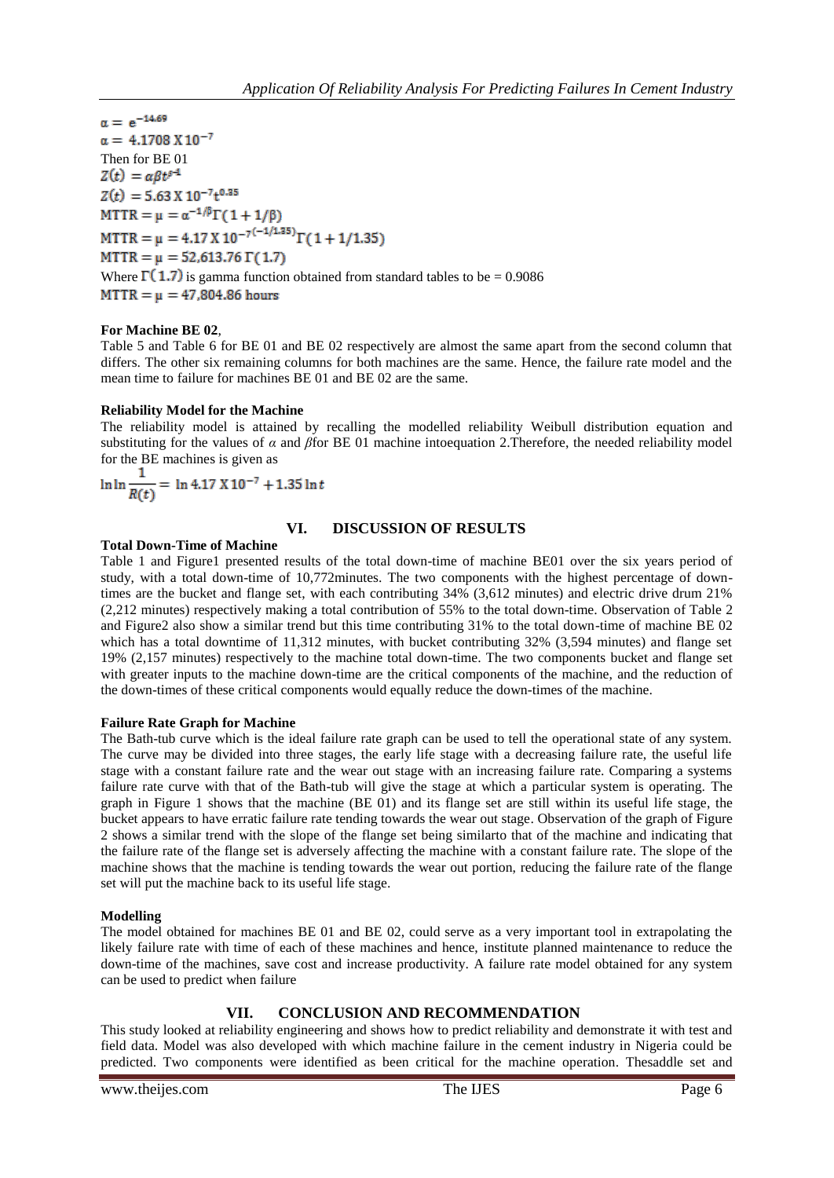$$\alpha = e^{-14.69}$$

$$\alpha = 4.1708 \text{ X } 10^{-7}$$

Then for BE 01

$$Z(t) = \alpha\beta t^{\beta-1}$$

$$Z(t) = 5.63 \text{ X } 10^{-7} t^{0.35}$$

$$\text{MTTR} = \mu = \alpha^{-1/\beta}\Gamma(1 + 1/\beta)$$

$$\text{MTTR} = \mu = 4.17 \text{ X } 10^{-7^{(-1/1.35)}}\Gamma(1 + 1/1.35)$$

$$\text{MTTR} = \mu = 52{,}613.76\ \Gamma(1.7)$$

Where $\Gamma(1.7)$ is gamma function obtained from standard tables to be = 0.9086

$$\text{MTTR} = \mu = 47{,}804.86 \text{ hours}$$

**For Machine BE 02**,

Table 5 and Table 6 for BE 01 and BE 02 respectively are almost the same apart from the second column that differs. The other six remaining columns for both machines are the same. Hence, the failure rate model and the mean time to failure for machines BE 01 and BE 02 are the same.

**Reliability Model for the Machine**

The reliability model is attained by recalling the modelled reliability Weibull distribution equation and substituting for the values of *α* and *β*for BE 01 machine intoequation 2.Therefore, the needed reliability model for the BE machines is given as

$$\ln\ln\frac{1}{R(t)} = \ln 4.17 \text{ X } 10^{-7} + 1.35 \ln t$$

## VI. DISCUSSION OF RESULTS

**Total Down-Time of Machine**

Table 1 and Figure1 presented results of the total down-time of machine BE01 over the six years period of study, with a total down-time of 10,772minutes. The two components with the highest percentage of down-times are the bucket and flange set, with each contributing 34% (3,612 minutes) and electric drive drum 21% (2,212 minutes) respectively making a total contribution of 55% to the total down-time. Observation of Table 2 and Figure2 also show a similar trend but this time contributing 31% to the total down-time of machine BE 02 which has a total downtime of 11,312 minutes, with bucket contributing 32% (3,594 minutes) and flange set 19% (2,157 minutes) respectively to the machine total down-time. The two components bucket and flange set with greater inputs to the machine down-time are the critical components of the machine, and the reduction of the down-times of these critical components would equally reduce the down-times of the machine.

**Failure Rate Graph for Machine**

The Bath-tub curve which is the ideal failure rate graph can be used to tell the operational state of any system. The curve may be divided into three stages, the early life stage with a decreasing failure rate, the useful life stage with a constant failure rate and the wear out stage with an increasing failure rate. Comparing a systems failure rate curve with that of the Bath-tub will give the stage at which a particular system is operating. The graph in Figure 1 shows that the machine (BE 01) and its flange set are still within its useful life stage, the bucket appears to have erratic failure rate tending towards the wear out stage. Observation of the graph of Figure 2 shows a similar trend with the slope of the flange set being similarto that of the machine and indicating that the failure rate of the flange set is adversely affecting the machine with a constant failure rate. The slope of the machine shows that the machine is tending towards the wear out portion, reducing the failure rate of the flange set will put the machine back to its useful life stage.

**Modelling**

The model obtained for machines BE 01 and BE 02, could serve as a very important tool in extrapolating the likely failure rate with time of each of these machines and hence, institute planned maintenance to reduce the down-time of the machines, save cost and increase productivity. A failure rate model obtained for any system can be used to predict when failure

## VII. CONCLUSION AND RECOMMENDATION

This study looked at reliability engineering and shows how to predict reliability and demonstrate it with test and field data. Model was also developed with which machine failure in the cement industry in Nigeria could be predicted. Two components were identified as been critical for the machine operation. Thesaddle set and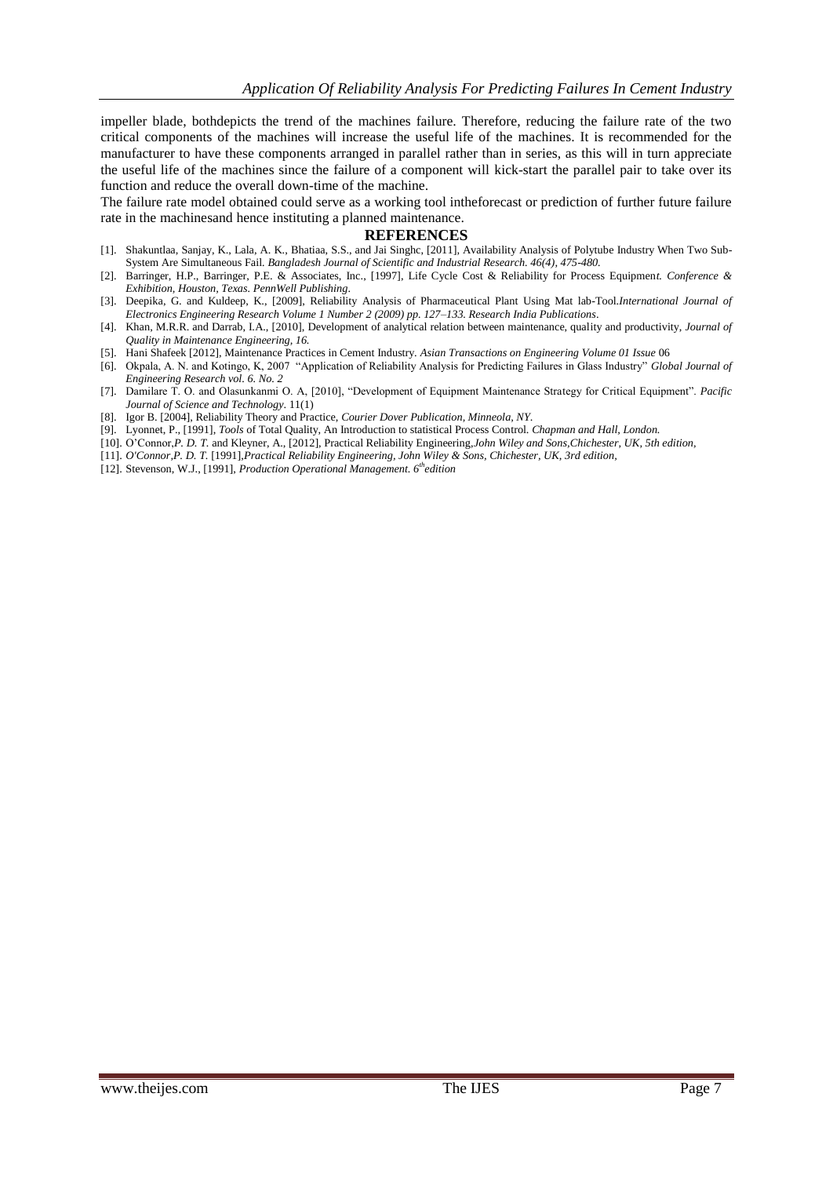impeller blade, bothdepicts the trend of the machines failure. Therefore, reducing the failure rate of the two critical components of the machines will increase the useful life of the machines. It is recommended for the manufacturer to have these components arranged in parallel rather than in series, as this will in turn appreciate the useful life of the machines since the failure of a component will kick-start the parallel pair to take over its function and reduce the overall down-time of the machine.

The failure rate model obtained could serve as a working tool intheforecast or prediction of further future failure rate in the machinesand hence instituting a planned maintenance.

## REFERENCES

[1]. Shakuntlaa, Sanjay, K., Lala, A. K., Bhatiaa, S.S., and Jai Singhc, [2011], Availability Analysis of Polytube Industry When Two Sub-System Are Simultaneous Fail. *Bangladesh Journal of Scientific and Industrial Research. 46(4), 475-480.*

[2]. Barringer, H.P., Barringer, P.E. & Associates, Inc., [1997], Life Cycle Cost & Reliability for Process Equipmen*t. Conference & Exhibition, Houston, Texas. PennWell Publishing*.

[3]. Deepika, G. and Kuldeep, K., [2009], Reliability Analysis of Pharmaceutical Plant Using Mat lab-Tool.*International Journal of Electronics Engineering Research Volume 1 Number 2 (2009) pp. 127–133. Research India Publications*.

[4]. Khan, M.R.R. and Darrab, I.A., [2010], Development of analytical relation between maintenance, quality and productivity, *Journal of Quality in Maintenance Engineering, 16.*

[5]. Hani Shafeek [2012], Maintenance Practices in Cement Industry. *Asian Transactions on Engineering Volume 01 Issue* 06

[6]. Okpala, A. N. and Kotingo, K, 2007 "Application of Reliability Analysis for Predicting Failures in Glass Industry" *Global Journal of Engineering Research vol. 6. No. 2*

[7]. Damilare T. O. and Olasunkanmi O. A, [2010], "Development of Equipment Maintenance Strategy for Critical Equipment". *Pacific Journal of Science and Technology*. 11(1)

[8]. Igor B. [2004], Reliability Theory and Practice, *Courier Dover Publication, Minneola, NY.*

[9]. Lyonnet, P., [1991], *Tools* of Total Quality, An Introduction to statistical Process Control. *Chapman and Hall, London.*

[10]. O'Connor,*P. D. T.* and Kleyner, A., [2012], Practical Reliability Engineering,*John Wiley and Sons,Chichester, UK, 5th edition*,

[11]. *O'Connor,P. D. T.* [1991],*Practical Reliability Engineering, John Wiley & Sons, Chichester, UK, 3rd edition*,

[12]. Stevenson, W.J., [1991], *Production Operational Management. 6th edition*